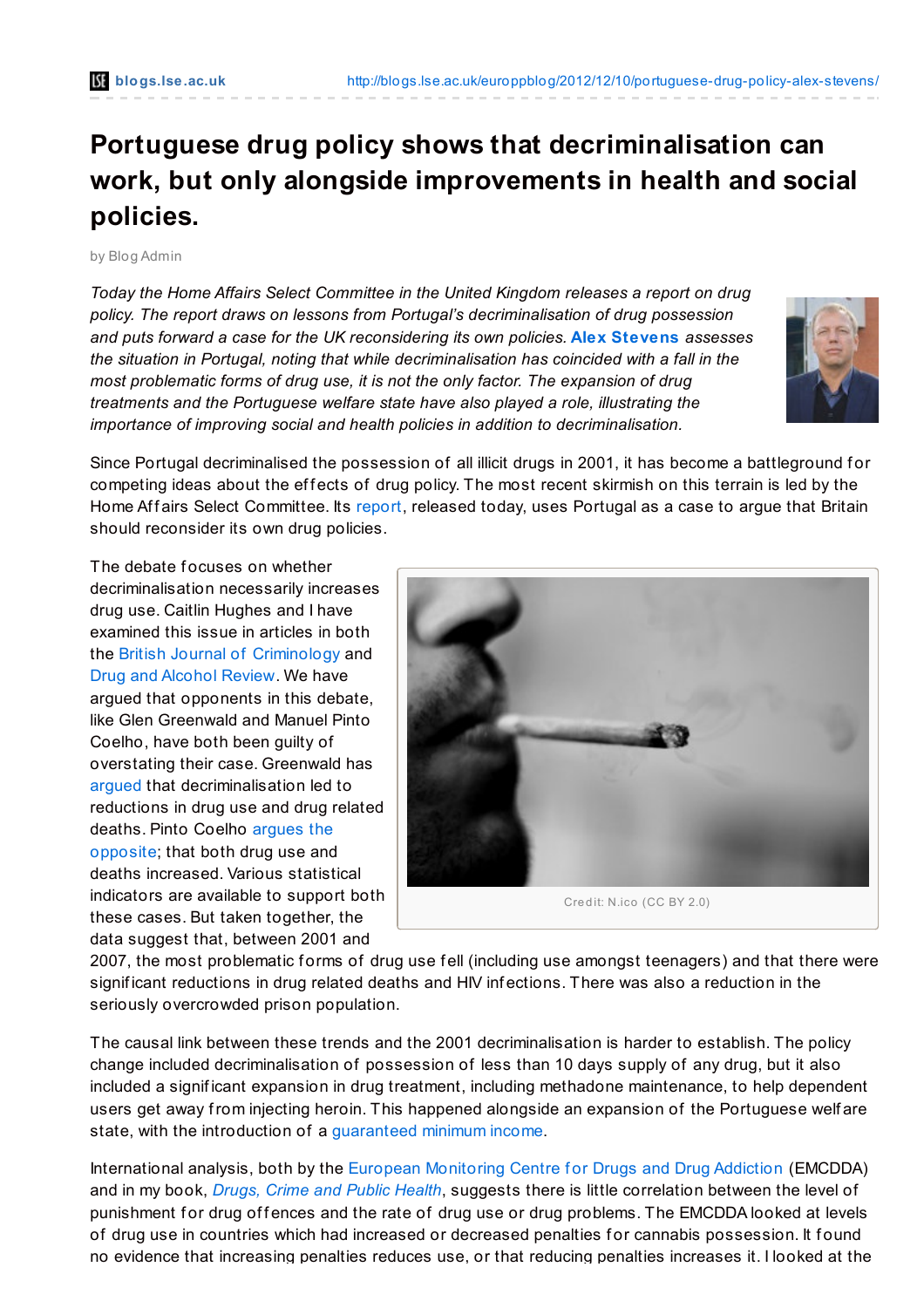# Portuguese drug policy shows that decriminalisation can work, but only alongside improvements in health and social policies.

by Blog Admin

*Today the Home Affairs Select Committee in the United Kingdom releases a report on drug policy. The report draws on lessons from Portugal's decriminalisation of drug possession and puts forward a case for the UK reconsidering its own policies.* **Alex Stevens** *assesses the situation in Portugal, noting that while decriminalisation has coincided with a fall in the most problematic forms of drug use, it is not the only factor. The expansion of drug treatments and the Portuguese welfare state have also played a role, illustrating the importance of improving social and health policies in addition to decriminalisation.*

Since Portugal decriminalised the possession of all illicit drugs in 2001, it has become a battleground for competing ideas about the effects of drug policy. The most recent skirmish on this terrain is led by the Home Affairs Select Committee. Its report, released today, uses Portugal as a case to argue that Britain should reconsider its own drug policies.

The debate focuses on whether decriminalisation necessarily increases drug use. Caitlin Hughes and I have examined this issue in articles in both the British Journal of Criminology and Drug and Alcohol Review. We have argued that opponents in this debate, like Glen Greenwald and Manuel Pinto Coelho, have both been guilty of overstating their case. Greenwald has argued that decriminalisation led to reductions in drug use and drug related deaths. Pinto Coelho argues the opposite; that both drug use and deaths increased. Various statistical indicators are available to support both these cases. But taken together, the data suggest that, between 2001 and 2007, the most problematic forms of drug use fell (including use amongst teenagers) and that there were significant reductions in drug related deaths and HIV infections. There was also a reduction in the seriously overcrowded prison population.

Credit: N.ico (CC BY 2.0)

The causal link between these trends and the 2001 decriminalisation is harder to establish. The policy change included decriminalisation of possession of less than 10 days supply of any drug, but it also included a significant expansion in drug treatment, including methadone maintenance, to help dependent users get away from injecting heroin. This happened alongside an expansion of the Portuguese welfare state, with the introduction of a guaranteed minimum income.

International analysis, both by the European Monitoring Centre for Drugs and Drug Addiction (EMCDDA) and in my book, *Drugs, Crime and Public Health*, suggests there is little correlation between the level of punishment for drug offences and the rate of drug use or drug problems. The EMCDDA looked at levels of drug use in countries which had increased or decreased penalties for cannabis possession. It found no evidence that increasing penalties reduces use, or that reducing penalties increases it. I looked at the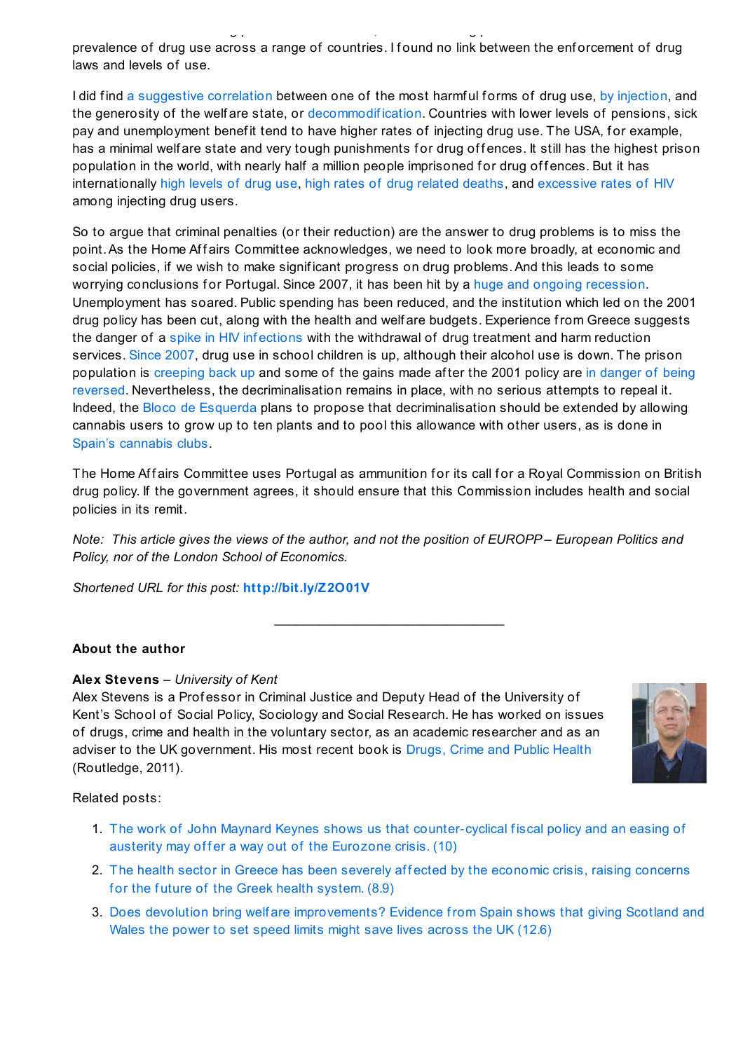prevalence of drug use across a range of countries. I found no link between the enforcement of drug laws and levels of use.

I did find a suggestive correlation between one of the most harmful forms of drug use, by injection, and the generosity of the welfare state, or decommodification. Countries with lower levels of pensions, sick pay and unemployment benefit tend to have higher rates of injecting drug use. The USA, for example, has a minimal welfare state and very tough punishments for drug offences. It still has the highest prison population in the world, with nearly half a million people imprisoned for drug offences. But it has internationally high levels of drug use, high rates of drug related deaths, and excessive rates of HIV among injecting drug users.

So to argue that criminal penalties (or their reduction) are the answer to drug problems is to miss the point. As the Home Affairs Committee acknowledges, we need to look more broadly, at economic and social policies, if we wish to make significant progress on drug problems. And this leads to some worrying conclusions for Portugal. Since 2007, it has been hit by a huge and ongoing recession. Unemployment has soared. Public spending has been reduced, and the institution which led on the 2001 drug policy has been cut, along with the health and welfare budgets. Experience from Greece suggests the danger of a spike in HIV infections with the withdrawal of drug treatment and harm reduction services. Since 2007, drug use in school children is up, although their alcohol use is down. The prison population is creeping back up and some of the gains made after the 2001 policy are in danger of being reversed. Nevertheless, the decriminalisation remains in place, with no serious attempts to repeal it. Indeed, the Bloco de Esquerda plans to propose that decriminalisation should be extended by allowing cannabis users to grow up to ten plants and to pool this allowance with other users, as is done in Spain's cannabis clubs.

The Home Affairs Committee uses Portugal as ammunition for its call for a Royal Commission on British drug policy. If the government agrees, it should ensure that this Commission includes health and social policies in its remit.

*Note: This article gives the views of the author, and not the position of EUROPP – European Politics and Policy, nor of the London School of Economics.*

*Shortened URL for this post:* **http://bit.ly/Z2O01V**

---

**About the author**

**Alex Stevens** – *University of Kent*
Alex Stevens is a Professor in Criminal Justice and Deputy Head of the University of Kent's School of Social Policy, Sociology and Social Research. He has worked on issues of drugs, crime and health in the voluntary sector, as an academic researcher and as an adviser to the UK government. His most recent book is Drugs, Crime and Public Health (Routledge, 2011).

Related posts:

1. The work of John Maynard Keynes shows us that counter-cyclical fiscal policy and an easing of austerity may offer a way out of the Eurozone crisis. (10)
2. The health sector in Greece has been severely affected by the economic crisis, raising concerns for the future of the Greek health system. (8.9)
3. Does devolution bring welfare improvements? Evidence from Spain shows that giving Scotland and Wales the power to set speed limits might save lives across the UK (12.6)